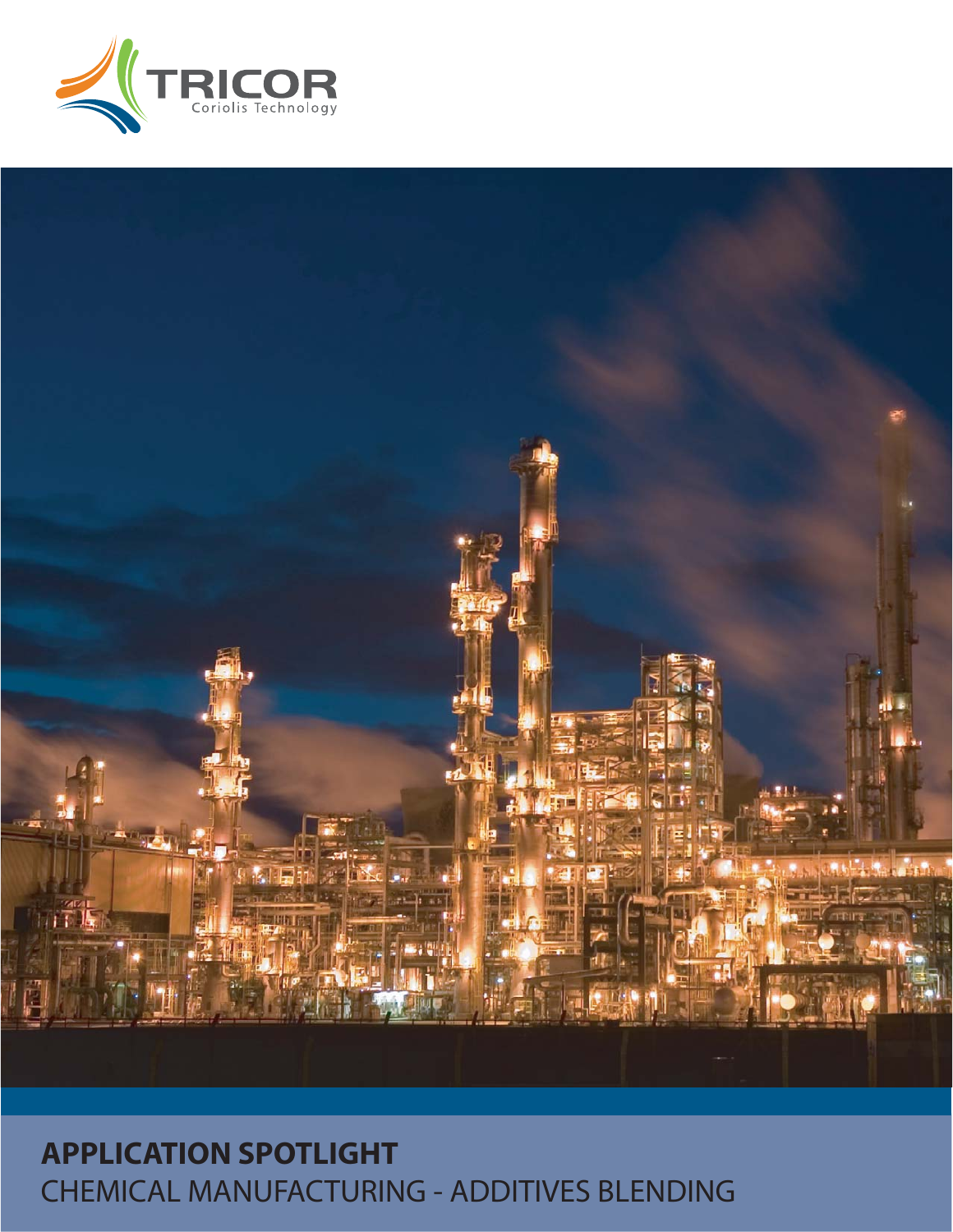TRICOR
Coriolis Technology

**APPLICATION SPOTLIGHT**

CHEMICAL MANUFACTURING - ADDITIVES BLENDING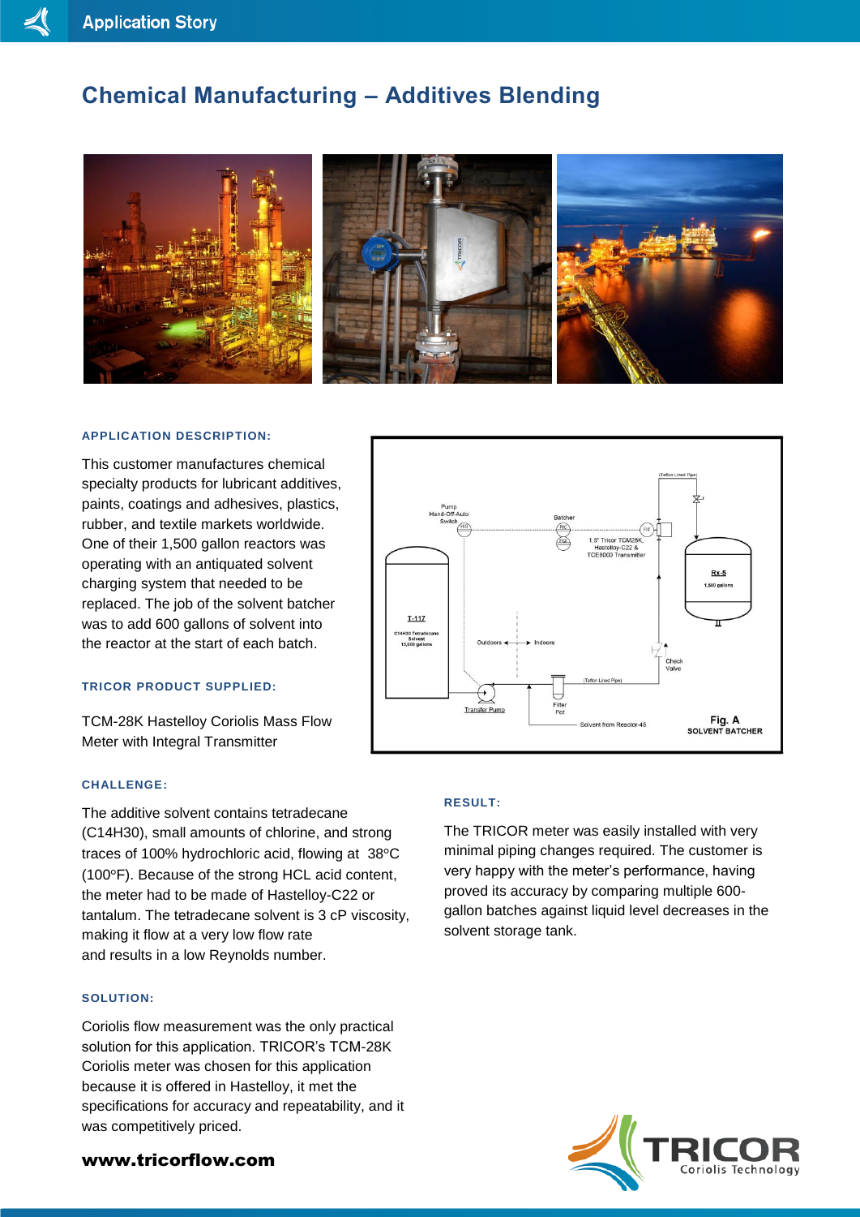# Chemical Manufacturing – Additives Blending

### APPLICATION DESCRIPTION:

This customer manufactures chemical specialty products for lubricant additives, paints, coatings and adhesives, plastics, rubber, and textile markets worldwide. One of their 1,500 gallon reactors was operating with an antiquated solvent charging system that needed to be replaced. The job of the solvent batcher was to add 600 gallons of solvent into the reactor at the start of each batch.

(Teflon Lined Pipe)

Pump Hand-Off-Auto Switch

HS

Batcher

FIC

FQI

FIT

1.5" Tricor TCM28K, Hastelloy-C22 & TCE8000 Transmitter

T-117

C14H30 Tetradecane Solvent 15,000 gallons

Outdoors

Indoors

Rx-5

1,500 gallons

Check Valve

(Teflon Lined Pipe)

Transfer Pump

Filter Pot

Solvent from Reactor-45

Fig. A
SOLVENT BATCHER

### TRICOR PRODUCT SUPPLIED:

TCM-28K Hastelloy Coriolis Mass Flow Meter with Integral Transmitter

### CHALLENGE:

The additive solvent contains tetradecane ($C_{14}H_{30}$), small amounts of chlorine, and strong traces of 100% hydrochloric acid, flowing at 38°C (100°F). Because of the strong HCL acid content, the meter had to be made of Hastelloy-C22 or tantalum. The tetradecane solvent is 3 cP viscosity, making it flow at a very low flow rate and results in a low Reynolds number.

### SOLUTION:

Coriolis flow measurement was the only practical solution for this application. TRICOR's TCM-28K Coriolis meter was chosen for this application because it is offered in Hastelloy, it met the specifications for accuracy and repeatability, and it was competitively priced.

### RESULT:

The TRICOR meter was easily installed with very minimal piping changes required. The customer is very happy with the meter's performance, having proved its accuracy by comparing multiple 600-gallon batches against liquid level decreases in the solvent storage tank.

**www.tricorflow.com**

TRICOR Coriolis Technology